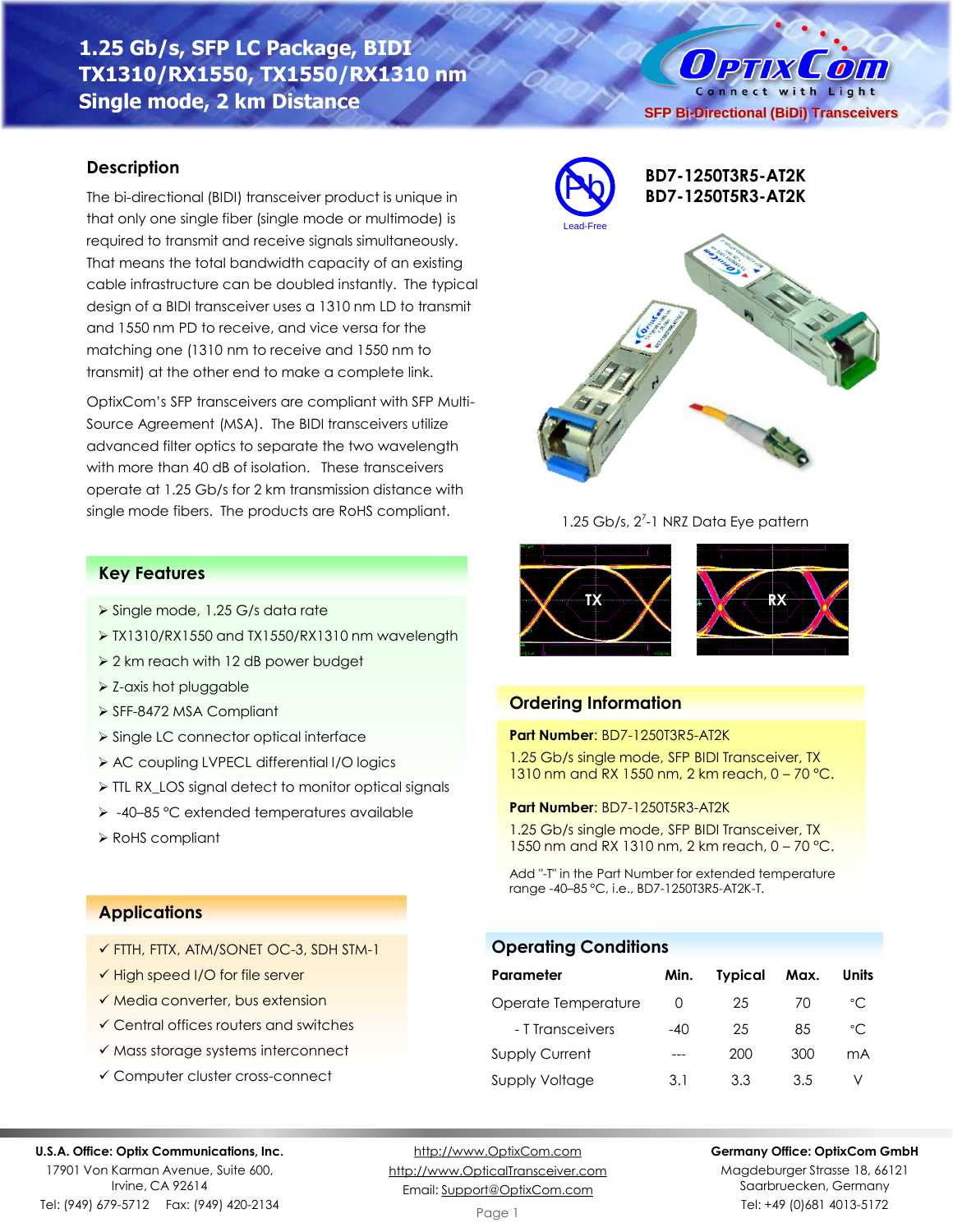# 1.25 Gb/s, SFP LC Package, BIDI TX1310/RX1550, TX1550/RX1310 nm Single mode, 2 km Distance

SFP Bi-Directional (BiDi) Transceivers

**BD7-1250T3R5-AT2K**
**BD7-1250T5R3-AT2K**

Lead-Free

## Description

The bi-directional (BIDI) transceiver product is unique in that only one single fiber (single mode or multimode) is required to transmit and receive signals simultaneously. That means the total bandwidth capacity of an existing cable infrastructure can be doubled instantly. The typical design of a BIDI transceiver uses a 1310 nm LD to transmit and 1550 nm PD to receive, and vice versa for the matching one (1310 nm to receive and 1550 nm to transmit) at the other end to make a complete link.

OptixCom's SFP transceivers are compliant with SFP Multi-Source Agreement (MSA). The BIDI transceivers utilize advanced filter optics to separate the two wavelength with more than 40 dB of isolation. These transceivers operate at 1.25 Gb/s for 2 km transmission distance with single mode fibers. The products are RoHS compliant.

1.25 Gb/s, $2^7$-1 NRZ Data Eye pattern

TX RX

## Key Features

- Single mode, 1.25 G/s data rate
- TX1310/RX1550 and TX1550/RX1310 nm wavelength
- 2 km reach with 12 dB power budget
- Z-axis hot pluggable
- SFF-8472 MSA Compliant
- Single LC connector optical interface
- AC coupling LVPECL differential I/O logics
- TTL RX_LOS signal detect to monitor optical signals
- -40–85 °C extended temperatures available
- RoHS compliant

## Applications

- ✓ FTTH, FTTX, ATM/SONET OC-3, SDH STM-1
- ✓ High speed I/O for file server
- ✓ Media converter, bus extension
- ✓ Central offices routers and switches
- ✓ Mass storage systems interconnect
- ✓ Computer cluster cross-connect

## Ordering Information

**Part Number**: BD7-1250T3R5-AT2K

1.25 Gb/s single mode, SFP BIDI Transceiver, TX 1310 nm and RX 1550 nm, 2 km reach, 0 – 70 °C.

**Part Number**: BD7-1250T5R3-AT2K

1.25 Gb/s single mode, SFP BIDI Transceiver, TX 1550 nm and RX 1310 nm, 2 km reach, 0 – 70 °C.

Add "-T" in the Part Number for extended temperature range -40–85 °C, i.e., BD7-1250T3R5-AT2K-T.

## Operating Conditions

| Parameter | Min. | Typical | Max. | Units |
|---|---|---|---|---|
| Operate Temperature | 0 | 25 | 70 | °C |
| - T Transceivers | -40 | 25 | 85 | °C |
| Supply Current | --- | 200 | 300 | mA |
| Supply Voltage | 3.1 | 3.3 | 3.5 | V |

**U.S.A. Office: Optix Communications, Inc.**
17901 Von Karman Avenue, Suite 600,
Irvine, CA 92614
Tel: (949) 679-5712 Fax: (949) 420-2134

http://www.OptixCom.com
http://www.OpticalTransceiver.com
Email: Support@OptixCom.com

**Germany Office: OptixCom GmbH**
Magdeburger Strasse 18, 66121
Saarbruecken, Germany
Tel: +49 (0)681 4013-5172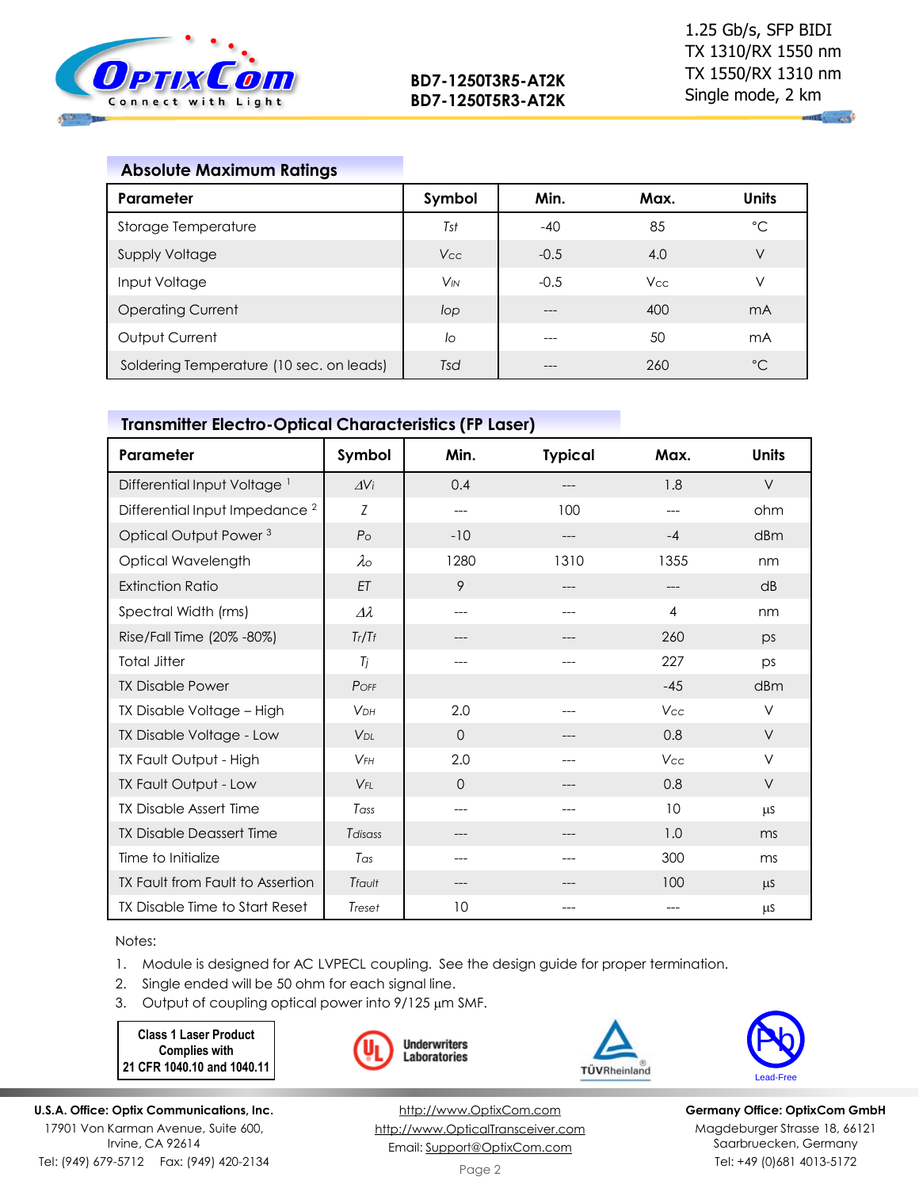## Absolute Maximum Ratings

| Parameter | Symbol | Min. | Max. | Units |
|---|---|---|---|---|
| Storage Temperature | $T_{st}$ | -40 | 85 | °C |
| Supply Voltage | $V_{CC}$ | -0.5 | 4.0 | V |
| Input Voltage | $V_{IN}$ | -0.5 | Vcc | V |
| Operating Current | $I_{op}$ | --- | 400 | mA |
| Output Current | $I_o$ | --- | 50 | mA |
| Soldering Temperature (10 sec. on leads) | $T_{sd}$ | --- | 260 | °C |

## Transmitter Electro-Optical Characteristics (FP Laser)

| Parameter | Symbol | Min. | Typical | Max. | Units |
|---|---|---|---|---|---|
| Differential Input Voltage [1] | $\Delta V_i$ | 0.4 | --- | 1.8 | V |
| Differential Input Impedance [2] | $Z$ | --- | 100 | --- | ohm |
| Optical Output Power [3] | $P_o$ | -10 | --- | -4 | dBm |
| Optical Wavelength | $\lambda_o$ | 1280 | 1310 | 1355 | nm |
| Extinction Ratio | $ET$ | 9 | --- | --- | dB |
| Spectral Width (rms) | $\Delta\lambda$ | --- | --- | 4 | nm |
| Rise/Fall Time (20% -80%) | $T_r/T_f$ | --- | --- | 260 | ps |
| Total Jitter | $T_j$ | --- | --- | 227 | ps |
| TX Disable Power | $P_{OFF}$ | | | -45 | dBm |
| TX Disable Voltage – High | $V_{DH}$ | 2.0 | --- | Vcc | V |
| TX Disable Voltage - Low | $V_{DL}$ | 0 | --- | 0.8 | V |
| TX Fault Output - High | $V_{FH}$ | 2.0 | --- | Vcc | V |
| TX Fault Output - Low | $V_{FL}$ | 0 | --- | 0.8 | V |
| TX Disable Assert Time | $T_{ass}$ | --- | --- | 10 | µs |
| TX Disable Deassert Time | $T_{disass}$ | --- | --- | 1.0 | ms |
| Time to Initialize | $T_{as}$ | --- | --- | 300 | ms |
| TX Fault from Fault to Assertion | $T_{fault}$ | --- | --- | 100 | µs |
| TX Disable Time to Start Reset | $T_{reset}$ | 10 | --- | --- | µs |

Notes:

1. Module is designed for AC LVPECL coupling. See the design guide for proper termination.
2. Single ended will be 50 ohm for each signal line.
3. Output of coupling optical power into 9/125 µm SMF.

**Class 1 Laser Product Complies with 21 CFR 1040.10 and 1040.11**

Underwriters Laboratories

TÜVRheinland

Lead-Free

**U.S.A. Office: Optix Communications, Inc.**
17901 Von Karman Avenue, Suite 600,
Irvine, CA 92614
Tel: (949) 679-5712 Fax: (949) 420-2134

http://www.OptixCom.com
http://www.OpticalTransceiver.com
Email: Support@OptixCom.com

**Germany Office: OptixCom GmbH**
Magdeburger Strasse 18, 66121
Saarbruecken, Germany
Tel: +49 (0)681 4013-5172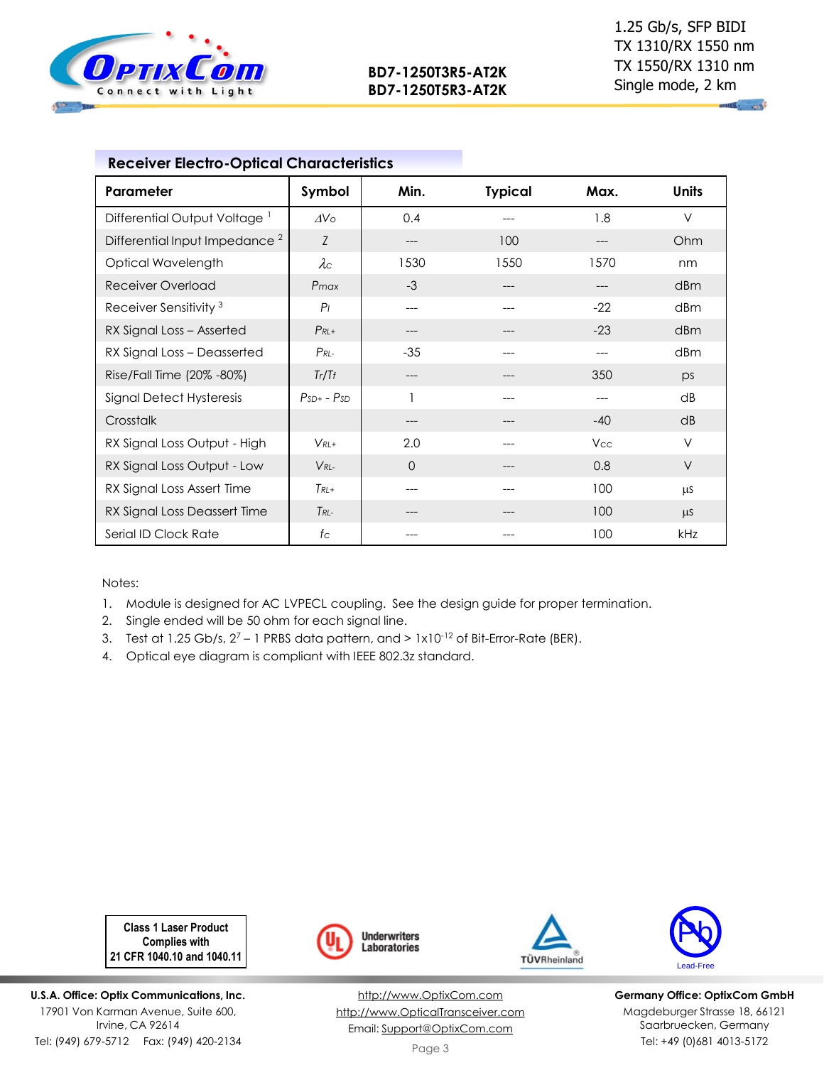## Receiver Electro-Optical Characteristics

| Parameter | Symbol | Min. | Typical | Max. | Units |
|---|---|---|---|---|---|
| Differential Output Voltage [1] | $\Delta V_O$ | 0.4 | --- | 1.8 | V |
| Differential Input Impedance [2] | $Z$ | --- | 100 | --- | Ohm |
| Optical Wavelength | $\lambda_C$ | 1530 | 1550 | 1570 | nm |
| Receiver Overload | $P_{max}$ | -3 | --- | --- | dBm |
| Receiver Sensitivity [3] | $P_I$ | --- | --- | -22 | dBm |
| RX Signal Loss – Asserted | $P_{RL+}$ | --- | --- | -23 | dBm |
| RX Signal Loss – Deasserted | $P_{RL-}$ | -35 | --- | --- | dBm |
| Rise/Fall Time (20% -80%) | $T_r/T_f$ | --- | --- | 350 | ps |
| Signal Detect Hysteresis | $P_{SD+} - P_{SD}$ | 1 | --- | --- | dB |
| Crosstalk | | --- | --- | -40 | dB |
| RX Signal Loss Output - High | $V_{RL+}$ | 2.0 | --- | $V_{CC}$ | V |
| RX Signal Loss Output - Low | $V_{RL-}$ | 0 | --- | 0.8 | V |
| RX Signal Loss Assert Time | $T_{RL+}$ | --- | --- | 100 | μs |
| RX Signal Loss Deassert Time | $T_{RL-}$ | --- | --- | 100 | μs |
| Serial ID Clock Rate | $f_C$ | --- | --- | 100 | kHz |

Notes:

1. Module is designed for AC LVPECL coupling. See the design guide for proper termination.
2. Single ended will be 50 ohm for each signal line.
3. Test at 1.25 Gb/s, $2^7 – 1$ PRBS data pattern, and > $1x10^{-12}$ of Bit-Error-Rate (BER).
4. Optical eye diagram is compliant with IEEE 802.3z standard.

Class 1 Laser Product
Complies with
21 CFR 1040.10 and 1040.11

Underwriters Laboratories

TÜVRheinland

Lead-Free

**U.S.A. Office: Optix Communications, Inc.**
17901 Von Karman Avenue, Suite 600,
Irvine, CA 92614
Tel: (949) 679-5712 Fax: (949) 420-2134

http://www.OptixCom.com
http://www.OpticalTransceiver.com
Email: Support@OptixCom.com

**Germany Office: OptixCom GmbH**
Magdeburger Strasse 18, 66121
Saarbruecken, Germany
Tel: +49 (0)681 4013-5172